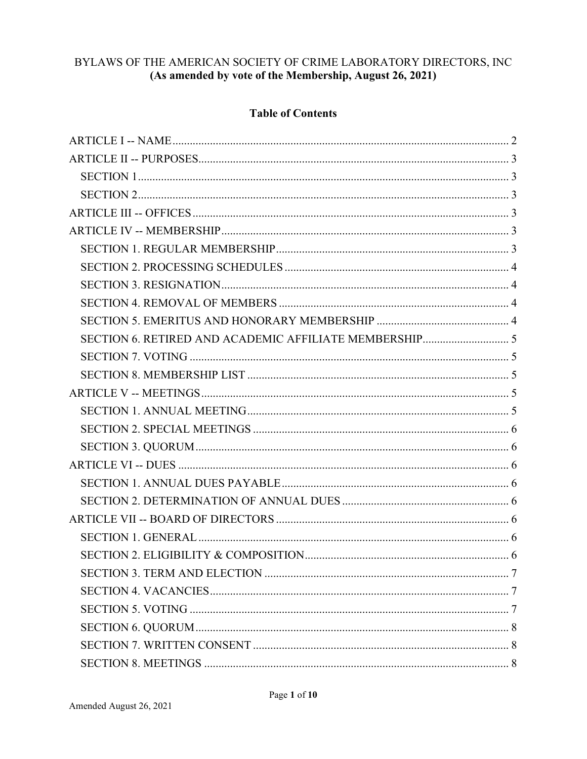BYLAWS OF THE AMERICAN SOCIETY OF CRIME LABORATORY DIRECTORS, INC
**(As amended by vote of the Membership, August 26, 2021)**

## Table of Contents

- ARTICLE I -- NAME ..... 2
- ARTICLE II -- PURPOSES ..... 3
  - SECTION 1 ..... 3
  - SECTION 2 ..... 3
- ARTICLE III -- OFFICES ..... 3
- ARTICLE IV -- MEMBERSHIP ..... 3
  - SECTION 1. REGULAR MEMBERSHIP ..... 3
  - SECTION 2. PROCESSING SCHEDULES ..... 4
  - SECTION 3. RESIGNATION ..... 4
  - SECTION 4. REMOVAL OF MEMBERS ..... 4
  - SECTION 5. EMERITUS AND HONORARY MEMBERSHIP ..... 4
  - SECTION 6. RETIRED AND ACADEMIC AFFILIATE MEMBERSHIP ..... 5
  - SECTION 7. VOTING ..... 5
  - SECTION 8. MEMBERSHIP LIST ..... 5
- ARTICLE V -- MEETINGS ..... 5
  - SECTION 1. ANNUAL MEETING ..... 5
  - SECTION 2. SPECIAL MEETINGS ..... 6
  - SECTION 3. QUORUM ..... 6
- ARTICLE VI -- DUES ..... 6
  - SECTION 1. ANNUAL DUES PAYABLE ..... 6
  - SECTION 2. DETERMINATION OF ANNUAL DUES ..... 6
- ARTICLE VII -- BOARD OF DIRECTORS ..... 6
  - SECTION 1. GENERAL ..... 6
  - SECTION 2. ELIGIBILITY & COMPOSITION ..... 6
  - SECTION 3. TERM AND ELECTION ..... 7
  - SECTION 4. VACANCIES ..... 7
  - SECTION 5. VOTING ..... 7
  - SECTION 6. QUORUM ..... 8
  - SECTION 7. WRITTEN CONSENT ..... 8
  - SECTION 8. MEETINGS ..... 8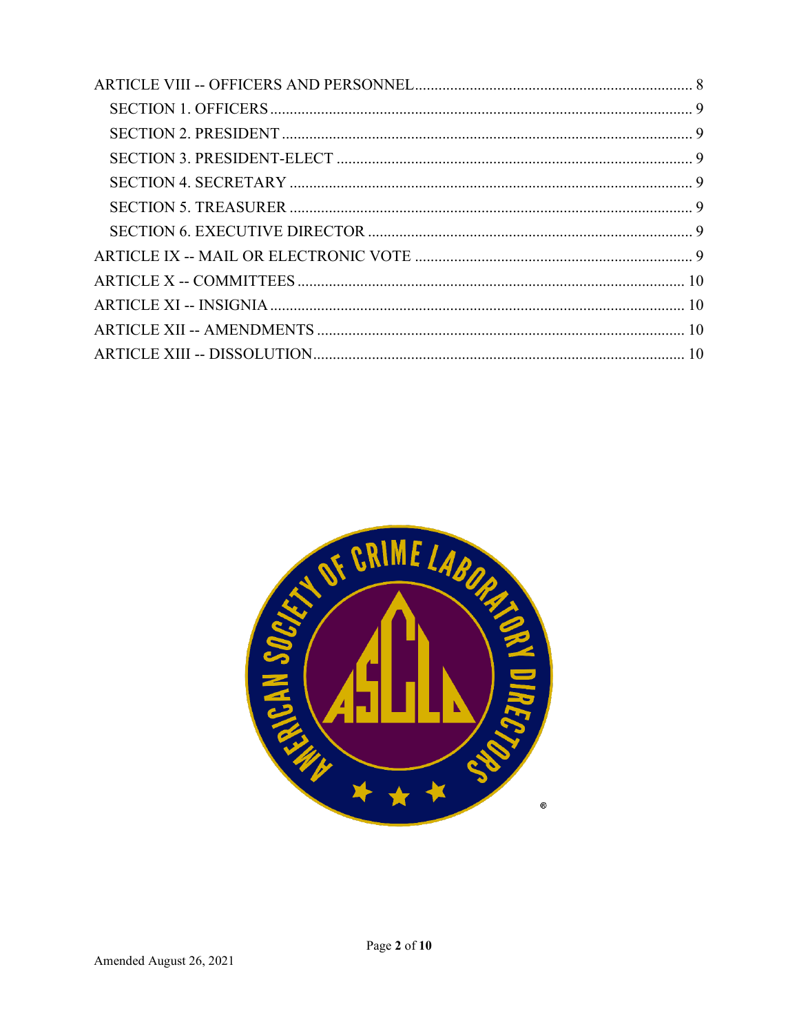ARTICLE VIII -- OFFICERS AND PERSONNEL ........ 8
  SECTION 1. OFFICERS ........ 9
  SECTION 2. PRESIDENT ........ 9
  SECTION 3. PRESIDENT-ELECT ........ 9
  SECTION 4. SECRETARY ........ 9
  SECTION 5. TREASURER ........ 9
  SECTION 6. EXECUTIVE DIRECTOR ........ 9
ARTICLE IX -- MAIL OR ELECTRONIC VOTE ........ 9
ARTICLE X -- COMMITTEES ........ 10
ARTICLE XI -- INSIGNIA ........ 10
ARTICLE XII -- AMENDMENTS ........ 10
ARTICLE XIII -- DISSOLUTION ........ 10

AMERICAN SOCIETY OF CRIME LABORATORY DIRECTORS

ASCLD

Amended August 26, 2021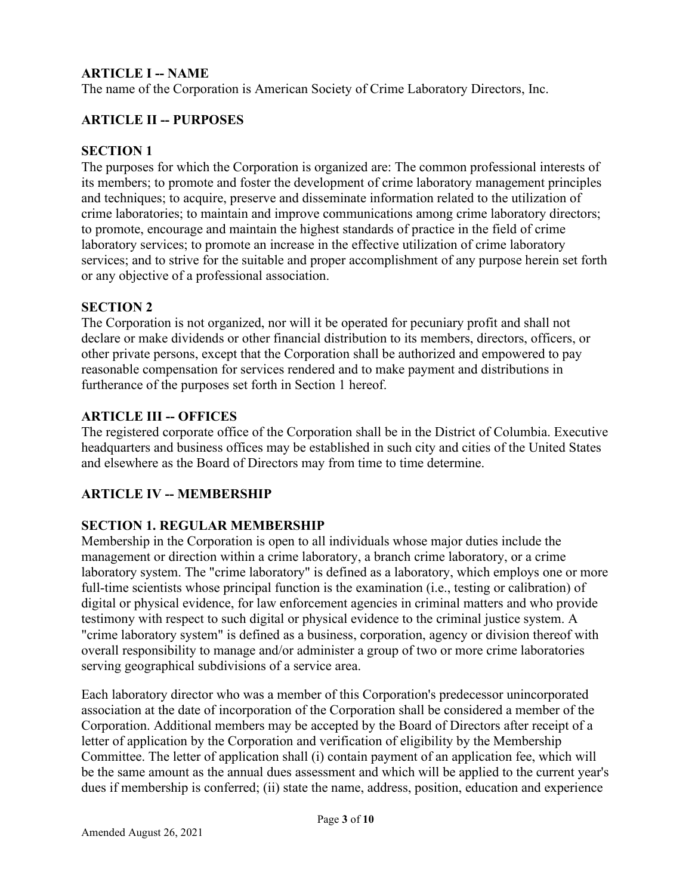## ARTICLE I -- NAME

The name of the Corporation is American Society of Crime Laboratory Directors, Inc.

## ARTICLE II -- PURPOSES

### SECTION 1

The purposes for which the Corporation is organized are: The common professional interests of its members; to promote and foster the development of crime laboratory management principles and techniques; to acquire, preserve and disseminate information related to the utilization of crime laboratories; to maintain and improve communications among crime laboratory directors; to promote, encourage and maintain the highest standards of practice in the field of crime laboratory services; to promote an increase in the effective utilization of crime laboratory services; and to strive for the suitable and proper accomplishment of any purpose herein set forth or any objective of a professional association.

### SECTION 2

The Corporation is not organized, nor will it be operated for pecuniary profit and shall not declare or make dividends or other financial distribution to its members, directors, officers, or other private persons, except that the Corporation shall be authorized and empowered to pay reasonable compensation for services rendered and to make payment and distributions in furtherance of the purposes set forth in Section 1 hereof.

## ARTICLE III -- OFFICES

The registered corporate office of the Corporation shall be in the District of Columbia. Executive headquarters and business offices may be established in such city and cities of the United States and elsewhere as the Board of Directors may from time to time determine.

## ARTICLE IV -- MEMBERSHIP

### SECTION 1. REGULAR MEMBERSHIP

Membership in the Corporation is open to all individuals whose major duties include the management or direction within a crime laboratory, a branch crime laboratory, or a crime laboratory system. The "crime laboratory" is defined as a laboratory, which employs one or more full-time scientists whose principal function is the examination (i.e., testing or calibration) of digital or physical evidence, for law enforcement agencies in criminal matters and who provide testimony with respect to such digital or physical evidence to the criminal justice system. A "crime laboratory system" is defined as a business, corporation, agency or division thereof with overall responsibility to manage and/or administer a group of two or more crime laboratories serving geographical subdivisions of a service area.

Each laboratory director who was a member of this Corporation's predecessor unincorporated association at the date of incorporation of the Corporation shall be considered a member of the Corporation. Additional members may be accepted by the Board of Directors after receipt of a letter of application by the Corporation and verification of eligibility by the Membership Committee. The letter of application shall (i) contain payment of an application fee, which will be the same amount as the annual dues assessment and which will be applied to the current year's dues if membership is conferred; (ii) state the name, address, position, education and experience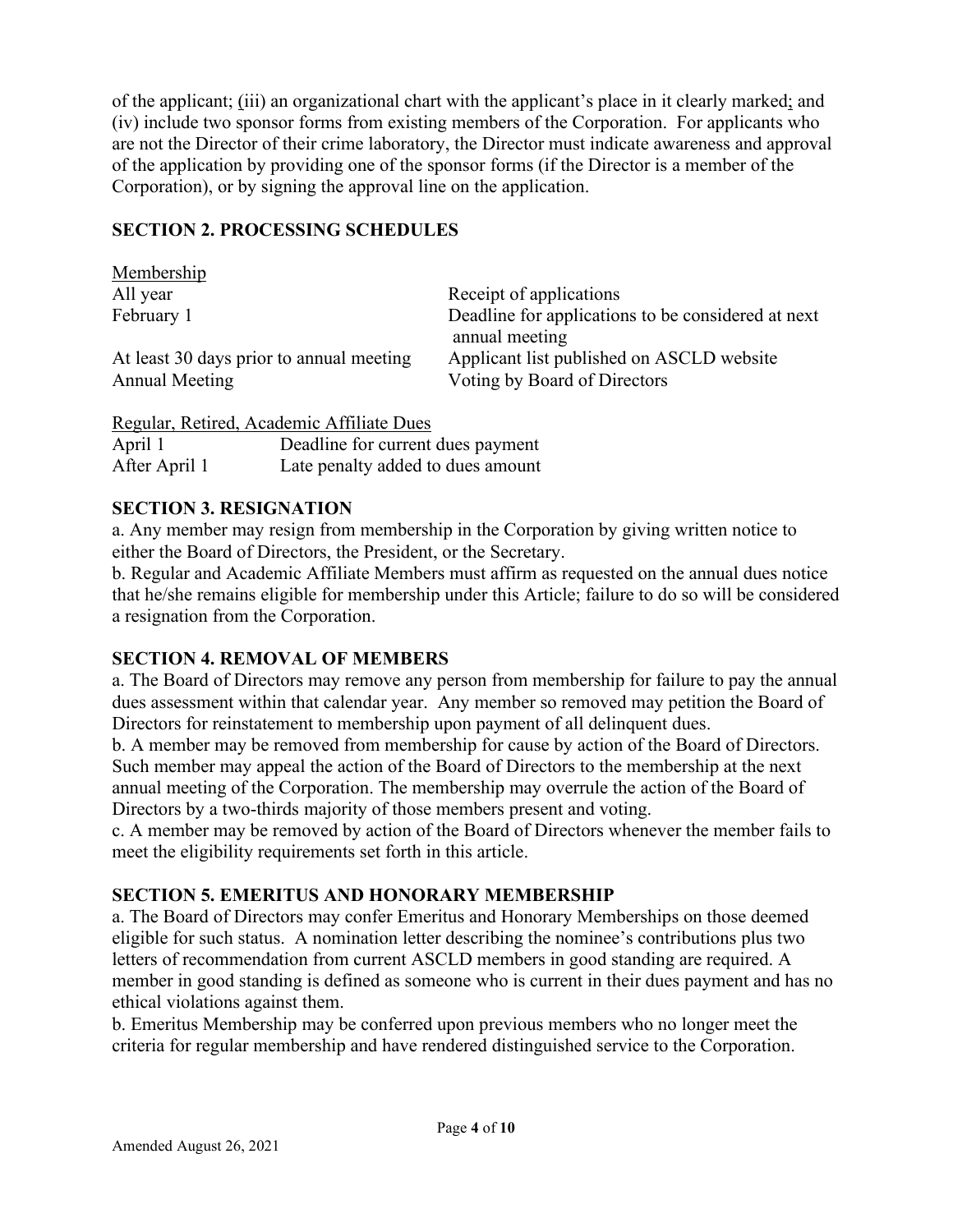of the applicant; (iii) an organizational chart with the applicant's place in it clearly marked; and (iv) include two sponsor forms from existing members of the Corporation. For applicants who are not the Director of their crime laboratory, the Director must indicate awareness and approval of the application by providing one of the sponsor forms (if the Director is a member of the Corporation), or by signing the approval line on the application.

## SECTION 2. PROCESSING SCHEDULES

Membership

| | |
|---|---|
| All year | Receipt of applications |
| February 1 | Deadline for applications to be considered at next annual meeting |
| At least 30 days prior to annual meeting | Applicant list published on ASCLD website |
| Annual Meeting | Voting by Board of Directors |

Regular, Retired, Academic Affiliate Dues

| | |
|---|---|
| April 1 | Deadline for current dues payment |
| After April 1 | Late penalty added to dues amount |

## SECTION 3. RESIGNATION

a. Any member may resign from membership in the Corporation by giving written notice to either the Board of Directors, the President, or the Secretary.

b. Regular and Academic Affiliate Members must affirm as requested on the annual dues notice that he/she remains eligible for membership under this Article; failure to do so will be considered a resignation from the Corporation.

## SECTION 4. REMOVAL OF MEMBERS

a. The Board of Directors may remove any person from membership for failure to pay the annual dues assessment within that calendar year. Any member so removed may petition the Board of Directors for reinstatement to membership upon payment of all delinquent dues.

b. A member may be removed from membership for cause by action of the Board of Directors. Such member may appeal the action of the Board of Directors to the membership at the next annual meeting of the Corporation. The membership may overrule the action of the Board of Directors by a two-thirds majority of those members present and voting.

c. A member may be removed by action of the Board of Directors whenever the member fails to meet the eligibility requirements set forth in this article.

## SECTION 5. EMERITUS AND HONORARY MEMBERSHIP

a. The Board of Directors may confer Emeritus and Honorary Memberships on those deemed eligible for such status. A nomination letter describing the nominee's contributions plus two letters of recommendation from current ASCLD members in good standing are required. A member in good standing is defined as someone who is current in their dues payment and has no ethical violations against them.

b. Emeritus Membership may be conferred upon previous members who no longer meet the criteria for regular membership and have rendered distinguished service to the Corporation.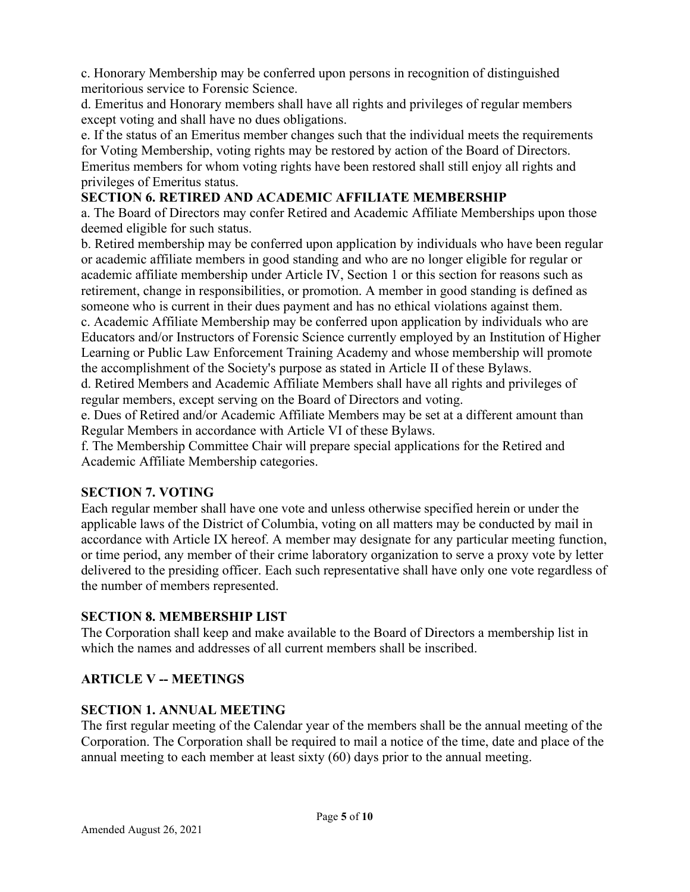c. Honorary Membership may be conferred upon persons in recognition of distinguished meritorious service to Forensic Science.

d. Emeritus and Honorary members shall have all rights and privileges of regular members except voting and shall have no dues obligations.

e. If the status of an Emeritus member changes such that the individual meets the requirements for Voting Membership, voting rights may be restored by action of the Board of Directors. Emeritus members for whom voting rights have been restored shall still enjoy all rights and privileges of Emeritus status.

### SECTION 6. RETIRED AND ACADEMIC AFFILIATE MEMBERSHIP

a. The Board of Directors may confer Retired and Academic Affiliate Memberships upon those deemed eligible for such status.

b. Retired membership may be conferred upon application by individuals who have been regular or academic affiliate members in good standing and who are no longer eligible for regular or academic affiliate membership under Article IV, Section 1 or this section for reasons such as retirement, change in responsibilities, or promotion. A member in good standing is defined as someone who is current in their dues payment and has no ethical violations against them.

c. Academic Affiliate Membership may be conferred upon application by individuals who are Educators and/or Instructors of Forensic Science currently employed by an Institution of Higher Learning or Public Law Enforcement Training Academy and whose membership will promote the accomplishment of the Society's purpose as stated in Article II of these Bylaws.

d. Retired Members and Academic Affiliate Members shall have all rights and privileges of regular members, except serving on the Board of Directors and voting.

e. Dues of Retired and/or Academic Affiliate Members may be set at a different amount than Regular Members in accordance with Article VI of these Bylaws.

f. The Membership Committee Chair will prepare special applications for the Retired and Academic Affiliate Membership categories.

### SECTION 7. VOTING

Each regular member shall have one vote and unless otherwise specified herein or under the applicable laws of the District of Columbia, voting on all matters may be conducted by mail in accordance with Article IX hereof. A member may designate for any particular meeting function, or time period, any member of their crime laboratory organization to serve a proxy vote by letter delivered to the presiding officer. Each such representative shall have only one vote regardless of the number of members represented.

### SECTION 8. MEMBERSHIP LIST

The Corporation shall keep and make available to the Board of Directors a membership list in which the names and addresses of all current members shall be inscribed.

## ARTICLE V -- MEETINGS

### SECTION 1. ANNUAL MEETING

The first regular meeting of the Calendar year of the members shall be the annual meeting of the Corporation. The Corporation shall be required to mail a notice of the time, date and place of the annual meeting to each member at least sixty (60) days prior to the annual meeting.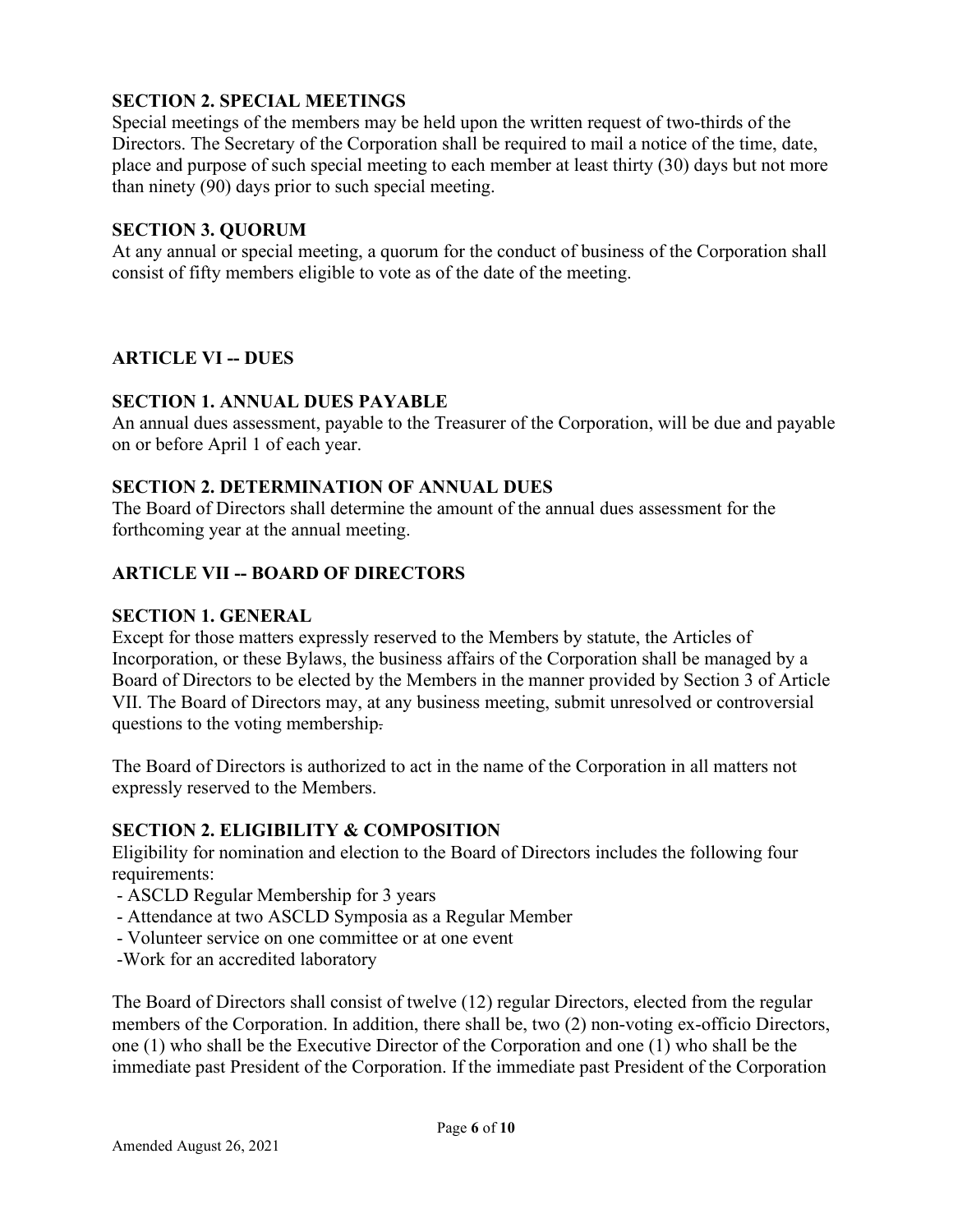### SECTION 2. SPECIAL MEETINGS

Special meetings of the members may be held upon the written request of two-thirds of the Directors. The Secretary of the Corporation shall be required to mail a notice of the time, date, place and purpose of such special meeting to each member at least thirty (30) days but not more than ninety (90) days prior to such special meeting.

### SECTION 3. QUORUM

At any annual or special meeting, a quorum for the conduct of business of the Corporation shall consist of fifty members eligible to vote as of the date of the meeting.

## ARTICLE VI -- DUES

### SECTION 1. ANNUAL DUES PAYABLE

An annual dues assessment, payable to the Treasurer of the Corporation, will be due and payable on or before April 1 of each year.

### SECTION 2. DETERMINATION OF ANNUAL DUES

The Board of Directors shall determine the amount of the annual dues assessment for the forthcoming year at the annual meeting.

## ARTICLE VII -- BOARD OF DIRECTORS

### SECTION 1. GENERAL

Except for those matters expressly reserved to the Members by statute, the Articles of Incorporation, or these Bylaws, the business affairs of the Corporation shall be managed by a Board of Directors to be elected by the Members in the manner provided by Section 3 of Article VII. The Board of Directors may, at any business meeting, submit unresolved or controversial questions to the voting membership.

The Board of Directors is authorized to act in the name of the Corporation in all matters not expressly reserved to the Members.

### SECTION 2. ELIGIBILITY & COMPOSITION

Eligibility for nomination and election to the Board of Directors includes the following four requirements:

- ASCLD Regular Membership for 3 years
- Attendance at two ASCLD Symposia as a Regular Member
- Volunteer service on one committee or at one event
- Work for an accredited laboratory

The Board of Directors shall consist of twelve (12) regular Directors, elected from the regular members of the Corporation. In addition, there shall be, two (2) non-voting ex-officio Directors, one (1) who shall be the Executive Director of the Corporation and one (1) who shall be the immediate past President of the Corporation. If the immediate past President of the Corporation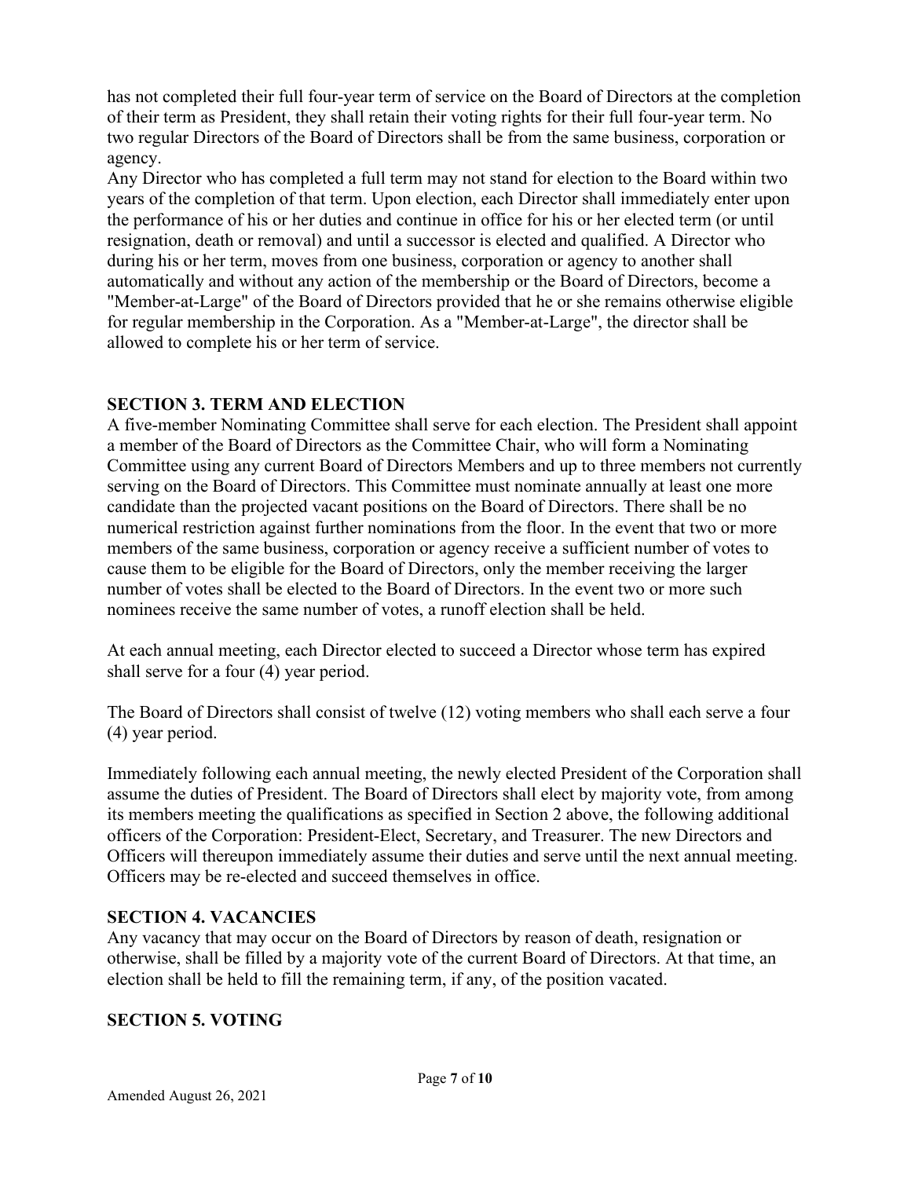has not completed their full four-year term of service on the Board of Directors at the completion of their term as President, they shall retain their voting rights for their full four-year term. No two regular Directors of the Board of Directors shall be from the same business, corporation or agency.

Any Director who has completed a full term may not stand for election to the Board within two years of the completion of that term. Upon election, each Director shall immediately enter upon the performance of his or her duties and continue in office for his or her elected term (or until resignation, death or removal) and until a successor is elected and qualified. A Director who during his or her term, moves from one business, corporation or agency to another shall automatically and without any action of the membership or the Board of Directors, become a "Member-at-Large" of the Board of Directors provided that he or she remains otherwise eligible for regular membership in the Corporation. As a "Member-at-Large", the director shall be allowed to complete his or her term of service.

## SECTION 3. TERM AND ELECTION

A five-member Nominating Committee shall serve for each election. The President shall appoint a member of the Board of Directors as the Committee Chair, who will form a Nominating Committee using any current Board of Directors Members and up to three members not currently serving on the Board of Directors. This Committee must nominate annually at least one more candidate than the projected vacant positions on the Board of Directors. There shall be no numerical restriction against further nominations from the floor. In the event that two or more members of the same business, corporation or agency receive a sufficient number of votes to cause them to be eligible for the Board of Directors, only the member receiving the larger number of votes shall be elected to the Board of Directors. In the event two or more such nominees receive the same number of votes, a runoff election shall be held.

At each annual meeting, each Director elected to succeed a Director whose term has expired shall serve for a four (4) year period.

The Board of Directors shall consist of twelve (12) voting members who shall each serve a four (4) year period.

Immediately following each annual meeting, the newly elected President of the Corporation shall assume the duties of President. The Board of Directors shall elect by majority vote, from among its members meeting the qualifications as specified in Section 2 above, the following additional officers of the Corporation: President-Elect, Secretary, and Treasurer. The new Directors and Officers will thereupon immediately assume their duties and serve until the next annual meeting. Officers may be re-elected and succeed themselves in office.

## SECTION 4. VACANCIES

Any vacancy that may occur on the Board of Directors by reason of death, resignation or otherwise, shall be filled by a majority vote of the current Board of Directors. At that time, an election shall be held to fill the remaining term, if any, of the position vacated.

## SECTION 5. VOTING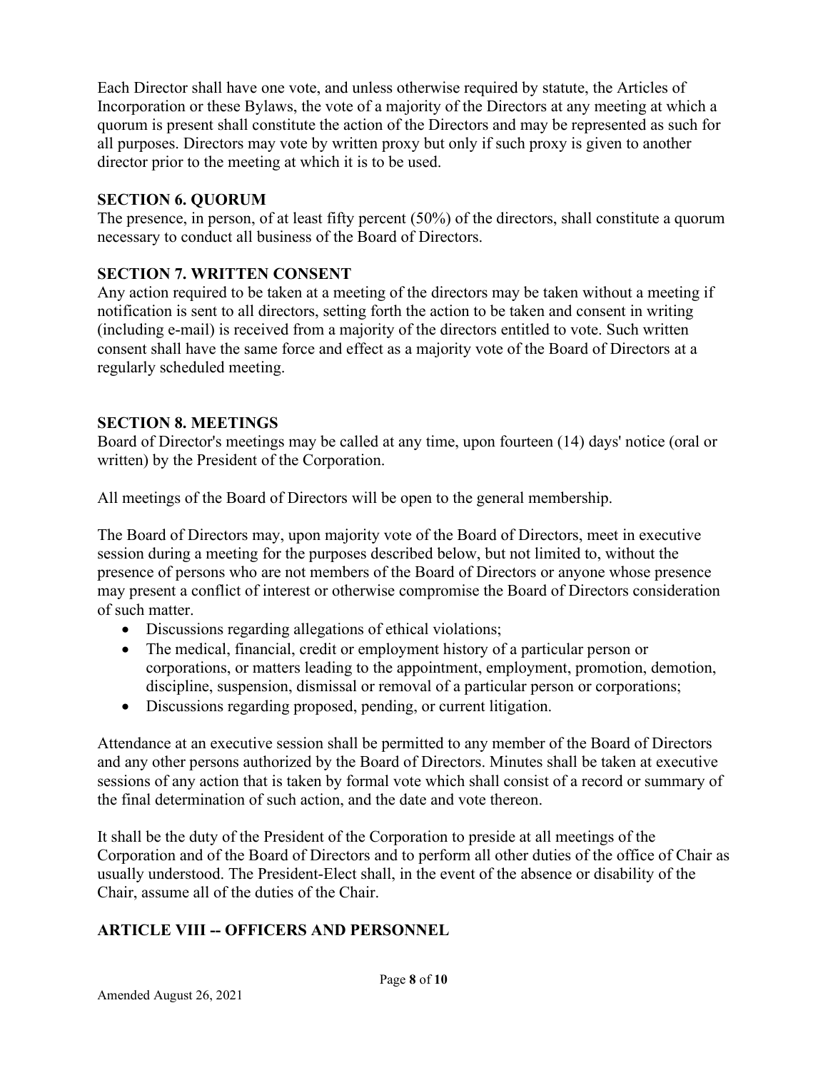Each Director shall have one vote, and unless otherwise required by statute, the Articles of Incorporation or these Bylaws, the vote of a majority of the Directors at any meeting at which a quorum is present shall constitute the action of the Directors and may be represented as such for all purposes. Directors may vote by written proxy but only if such proxy is given to another director prior to the meeting at which it is to be used.

### SECTION 6. QUORUM

The presence, in person, of at least fifty percent (50%) of the directors, shall constitute a quorum necessary to conduct all business of the Board of Directors.

### SECTION 7. WRITTEN CONSENT

Any action required to be taken at a meeting of the directors may be taken without a meeting if notification is sent to all directors, setting forth the action to be taken and consent in writing (including e-mail) is received from a majority of the directors entitled to vote. Such written consent shall have the same force and effect as a majority vote of the Board of Directors at a regularly scheduled meeting.

### SECTION 8. MEETINGS

Board of Director's meetings may be called at any time, upon fourteen (14) days' notice (oral or written) by the President of the Corporation.

All meetings of the Board of Directors will be open to the general membership.

The Board of Directors may, upon majority vote of the Board of Directors, meet in executive session during a meeting for the purposes described below, but not limited to, without the presence of persons who are not members of the Board of Directors or anyone whose presence may present a conflict of interest or otherwise compromise the Board of Directors consideration of such matter.

- Discussions regarding allegations of ethical violations;
- The medical, financial, credit or employment history of a particular person or corporations, or matters leading to the appointment, employment, promotion, demotion, discipline, suspension, dismissal or removal of a particular person or corporations;
- Discussions regarding proposed, pending, or current litigation.

Attendance at an executive session shall be permitted to any member of the Board of Directors and any other persons authorized by the Board of Directors. Minutes shall be taken at executive sessions of any action that is taken by formal vote which shall consist of a record or summary of the final determination of such action, and the date and vote thereon.

It shall be the duty of the President of the Corporation to preside at all meetings of the Corporation and of the Board of Directors and to perform all other duties of the office of Chair as usually understood. The President-Elect shall, in the event of the absence or disability of the Chair, assume all of the duties of the Chair.

## ARTICLE VIII -- OFFICERS AND PERSONNEL

Amended August 26, 2021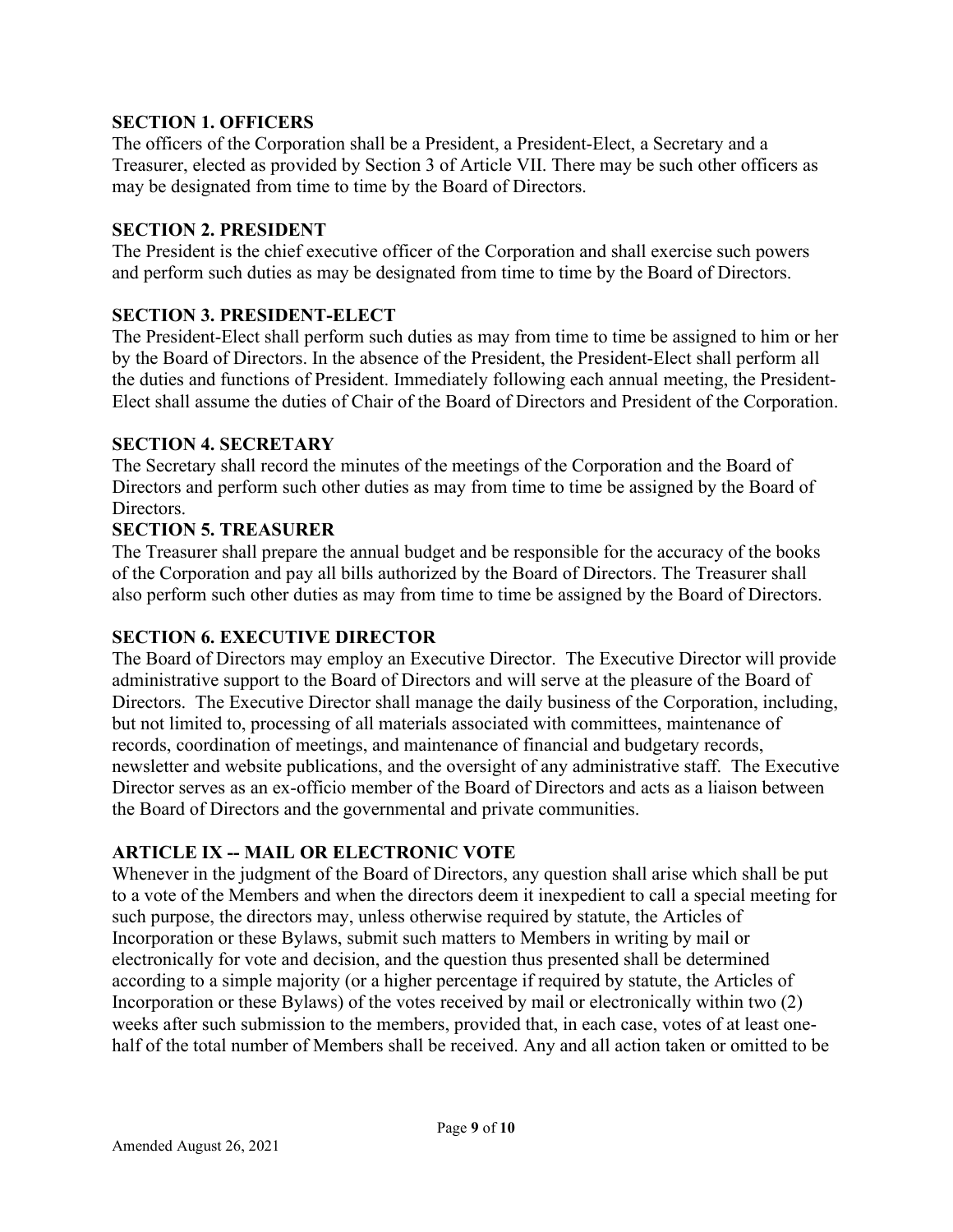### SECTION 1. OFFICERS

The officers of the Corporation shall be a President, a President-Elect, a Secretary and a Treasurer, elected as provided by Section 3 of Article VII. There may be such other officers as may be designated from time to time by the Board of Directors.

### SECTION 2. PRESIDENT

The President is the chief executive officer of the Corporation and shall exercise such powers and perform such duties as may be designated from time to time by the Board of Directors.

### SECTION 3. PRESIDENT-ELECT

The President-Elect shall perform such duties as may from time to time be assigned to him or her by the Board of Directors. In the absence of the President, the President-Elect shall perform all the duties and functions of President. Immediately following each annual meeting, the President-Elect shall assume the duties of Chair of the Board of Directors and President of the Corporation.

### SECTION 4. SECRETARY

The Secretary shall record the minutes of the meetings of the Corporation and the Board of Directors and perform such other duties as may from time to time be assigned by the Board of Directors.

### SECTION 5. TREASURER

The Treasurer shall prepare the annual budget and be responsible for the accuracy of the books of the Corporation and pay all bills authorized by the Board of Directors. The Treasurer shall also perform such other duties as may from time to time be assigned by the Board of Directors.

### SECTION 6. EXECUTIVE DIRECTOR

The Board of Directors may employ an Executive Director. The Executive Director will provide administrative support to the Board of Directors and will serve at the pleasure of the Board of Directors. The Executive Director shall manage the daily business of the Corporation, including, but not limited to, processing of all materials associated with committees, maintenance of records, coordination of meetings, and maintenance of financial and budgetary records, newsletter and website publications, and the oversight of any administrative staff. The Executive Director serves as an ex-officio member of the Board of Directors and acts as a liaison between the Board of Directors and the governmental and private communities.

## ARTICLE IX -- MAIL OR ELECTRONIC VOTE

Whenever in the judgment of the Board of Directors, any question shall arise which shall be put to a vote of the Members and when the directors deem it inexpedient to call a special meeting for such purpose, the directors may, unless otherwise required by statute, the Articles of Incorporation or these Bylaws, submit such matters to Members in writing by mail or electronically for vote and decision, and the question thus presented shall be determined according to a simple majority (or a higher percentage if required by statute, the Articles of Incorporation or these Bylaws) of the votes received by mail or electronically within two (2) weeks after such submission to the members, provided that, in each case, votes of at least one-half of the total number of Members shall be received. Any and all action taken or omitted to be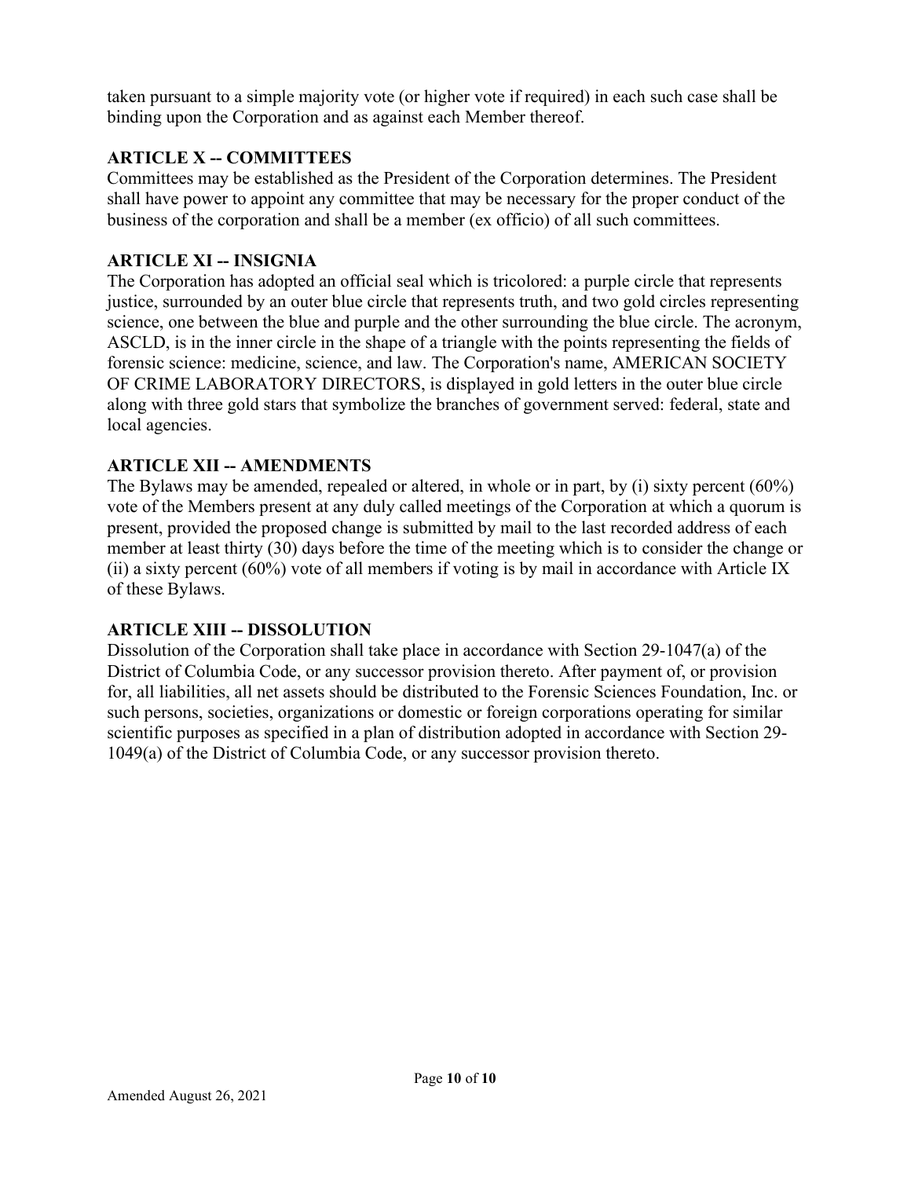taken pursuant to a simple majority vote (or higher vote if required) in each such case shall be binding upon the Corporation and as against each Member thereof.

## ARTICLE X -- COMMITTEES

Committees may be established as the President of the Corporation determines. The President shall have power to appoint any committee that may be necessary for the proper conduct of the business of the corporation and shall be a member (ex officio) of all such committees.

## ARTICLE XI -- INSIGNIA

The Corporation has adopted an official seal which is tricolored: a purple circle that represents justice, surrounded by an outer blue circle that represents truth, and two gold circles representing science, one between the blue and purple and the other surrounding the blue circle. The acronym, ASCLD, is in the inner circle in the shape of a triangle with the points representing the fields of forensic science: medicine, science, and law. The Corporation's name, AMERICAN SOCIETY OF CRIME LABORATORY DIRECTORS, is displayed in gold letters in the outer blue circle along with three gold stars that symbolize the branches of government served: federal, state and local agencies.

## ARTICLE XII -- AMENDMENTS

The Bylaws may be amended, repealed or altered, in whole or in part, by (i) sixty percent (60%) vote of the Members present at any duly called meetings of the Corporation at which a quorum is present, provided the proposed change is submitted by mail to the last recorded address of each member at least thirty (30) days before the time of the meeting which is to consider the change or (ii) a sixty percent (60%) vote of all members if voting is by mail in accordance with Article IX of these Bylaws.

## ARTICLE XIII -- DISSOLUTION

Dissolution of the Corporation shall take place in accordance with Section 29-1047(a) of the District of Columbia Code, or any successor provision thereto. After payment of, or provision for, all liabilities, all net assets should be distributed to the Forensic Sciences Foundation, Inc. or such persons, societies, organizations or domestic or foreign corporations operating for similar scientific purposes as specified in a plan of distribution adopted in accordance with Section 29-1049(a) of the District of Columbia Code, or any successor provision thereto.

Amended August 26, 2021